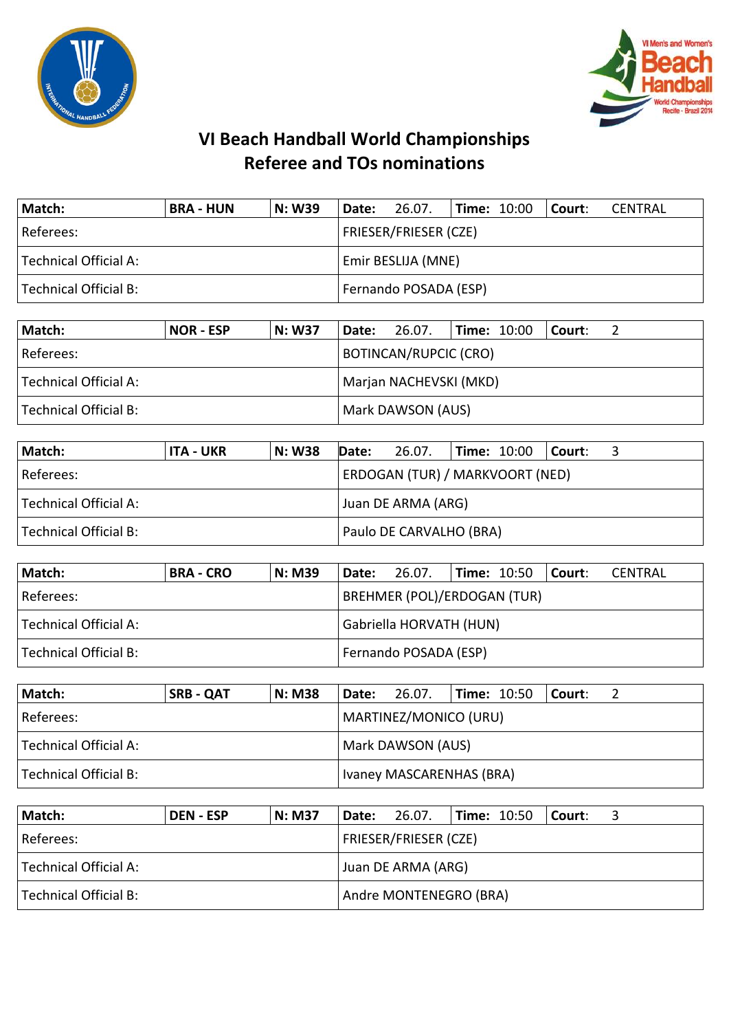# VI Beach Handball World Championships
## Referee and TOs nominations

| Match: | BRA - HUN | N: W39 | Date: 26.07. | Time: 10:00 | Court: CENTRAL |
|---|---|---|---|---|---|
| Referees: | | | FRIESER/FRIESER (CZE) | | |
| Technical Official A: | | | Emir BESLIJA (MNE) | | |
| Technical Official B: | | | Fernando POSADA (ESP) | | |

| Match: | NOR - ESP | N: W37 | Date: 26.07. | Time: 10:00 | Court: 2 |
|---|---|---|---|---|---|
| Referees: | | | BOTINCAN/RUPCIC (CRO) | | |
| Technical Official A: | | | Marjan NACHEVSKI (MKD) | | |
| Technical Official B: | | | Mark DAWSON (AUS) | | |

| Match: | ITA - UKR | N: W38 | Date: 26.07. | Time: 10:00 | Court: 3 |
|---|---|---|---|---|---|
| Referees: | | | ERDOGAN (TUR) / MARKVOORT (NED) | | |
| Technical Official A: | | | Juan DE ARMA (ARG) | | |
| Technical Official B: | | | Paulo DE CARVALHO (BRA) | | |

| Match: | BRA - CRO | N: M39 | Date: 26.07. | Time: 10:50 | Court: CENTRAL |
|---|---|---|---|---|---|
| Referees: | | | BREHMER (POL)/ERDOGAN (TUR) | | |
| Technical Official A: | | | Gabriella HORVATH (HUN) | | |
| Technical Official B: | | | Fernando POSADA (ESP) | | |

| Match: | SRB - QAT | N: M38 | Date: 26.07. | Time: 10:50 | Court: 2 |
|---|---|---|---|---|---|
| Referees: | | | MARTINEZ/MONICO (URU) | | |
| Technical Official A: | | | Mark DAWSON (AUS) | | |
| Technical Official B: | | | Ivaney MASCARENHAS (BRA) | | |

| Match: | DEN - ESP | N: M37 | Date: 26.07. | Time: 10:50 | Court: 3 |
|---|---|---|---|---|---|
| Referees: | | | FRIESER/FRIESER (CZE) | | |
| Technical Official A: | | | Juan DE ARMA (ARG) | | |
| Technical Official B: | | | Andre MONTENEGRO (BRA) | | |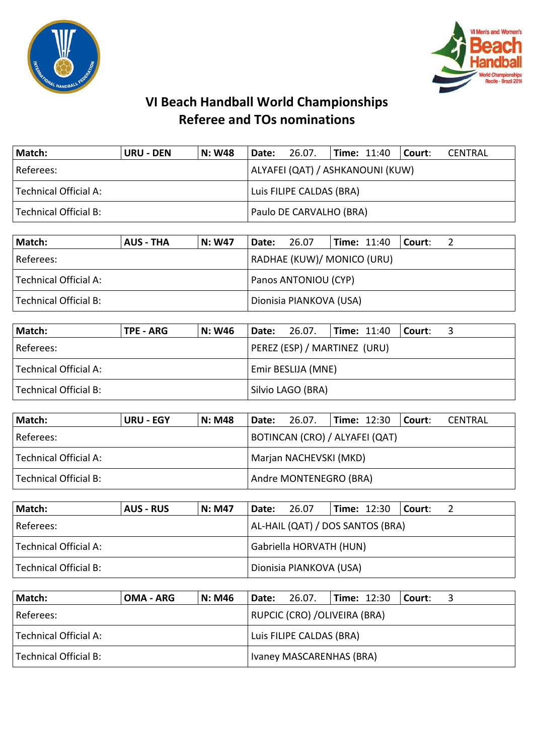# VI Beach Handball World Championships
## Referee and TOs nominations

| Match: | URU - DEN | N: W48 | Date: 26.07. | Time: 11:40 | Court: CENTRAL |
|---|---|---|---|---|---|
| Referees: | | | ALYAFEI (QAT) / ASHKANOUNI (KUW) | | |
| Technical Official A: | | | Luis FILIPE CALDAS (BRA) | | |
| Technical Official B: | | | Paulo DE CARVALHO (BRA) | | |

| Match: | AUS - THA | N: W47 | Date: 26.07 | Time: 11:40 | Court: 2 |
|---|---|---|---|---|---|
| Referees: | | | RADHAE (KUW)/ MONICO (URU) | | |
| Technical Official A: | | | Panos ANTONIOU (CYP) | | |
| Technical Official B: | | | Dionisia PIANKOVA (USA) | | |

| Match: | TPE - ARG | N: W46 | Date: 26.07. | Time: 11:40 | Court: 3 |
|---|---|---|---|---|---|
| Referees: | | | PEREZ (ESP) / MARTINEZ (URU) | | |
| Technical Official A: | | | Emir BESLIJA (MNE) | | |
| Technical Official B: | | | Silvio LAGO (BRA) | | |

| Match: | URU - EGY | N: M48 | Date: 26.07. | Time: 12:30 | Court: CENTRAL |
|---|---|---|---|---|---|
| Referees: | | | BOTINCAN (CRO) / ALYAFEI (QAT) | | |
| Technical Official A: | | | Marjan NACHEVSKI (MKD) | | |
| Technical Official B: | | | Andre MONTENEGRO (BRA) | | |

| Match: | AUS - RUS | N: M47 | Date: 26.07 | Time: 12:30 | Court: 2 |
|---|---|---|---|---|---|
| Referees: | | | AL-HAIL (QAT) / DOS SANTOS (BRA) | | |
| Technical Official A: | | | Gabriella HORVATH (HUN) | | |
| Technical Official B: | | | Dionisia PIANKOVA (USA) | | |

| Match: | OMA - ARG | N: M46 | Date: 26.07. | Time: 12:30 | Court: 3 |
|---|---|---|---|---|---|
| Referees: | | | RUPCIC (CRO) /OLIVEIRA (BRA) | | |
| Technical Official A: | | | Luis FILIPE CALDAS (BRA) | | |
| Technical Official B: | | | Ivaney MASCARENHAS (BRA) | | |